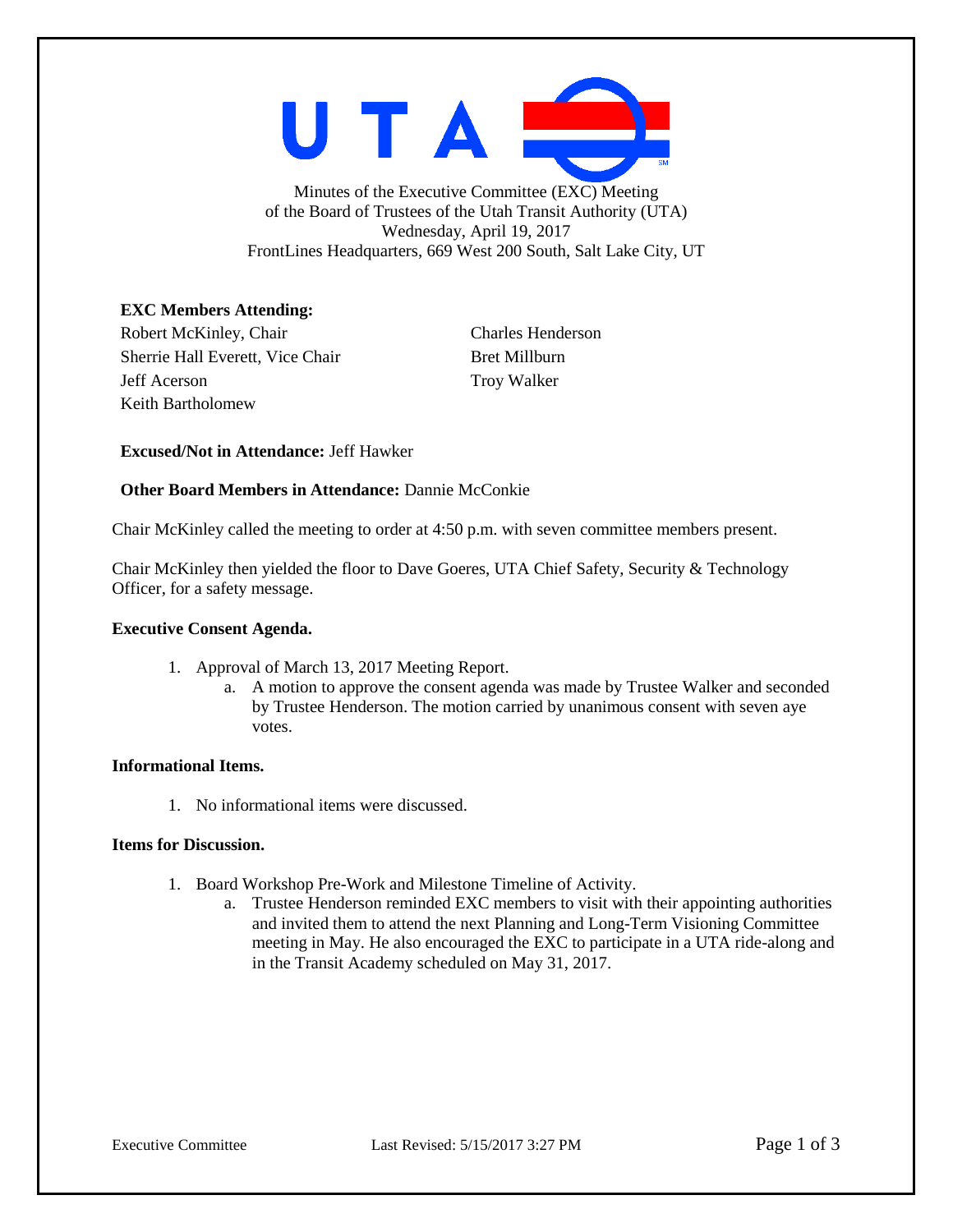Minutes of the Executive Committee (EXC) Meeting
of the Board of Trustees of the Utah Transit Authority (UTA)
Wednesday, April 19, 2017
FrontLines Headquarters, 669 West 200 South, Salt Lake City, UT

**EXC Members Attending:**

Robert McKinley, Chair
Sherrie Hall Everett, Vice Chair
Jeff Acerson
Keith Bartholomew
Charles Henderson
Bret Millburn
Troy Walker

**Excused/Not in Attendance:** Jeff Hawker

**Other Board Members in Attendance:** Dannie McConkie

Chair McKinley called the meeting to order at 4:50 p.m. with seven committee members present.

Chair McKinley then yielded the floor to Dave Goeres, UTA Chief Safety, Security & Technology Officer, for a safety message.

**Executive Consent Agenda.**

1. Approval of March 13, 2017 Meeting Report.
   a. A motion to approve the consent agenda was made by Trustee Walker and seconded by Trustee Henderson. The motion carried by unanimous consent with seven aye votes.

**Informational Items.**

1. No informational items were discussed.

**Items for Discussion.**

1. Board Workshop Pre-Work and Milestone Timeline of Activity.
   a. Trustee Henderson reminded EXC members to visit with their appointing authorities and invited them to attend the next Planning and Long-Term Visioning Committee meeting in May. He also encouraged the EXC to participate in a UTA ride-along and in the Transit Academy scheduled on May 31, 2017.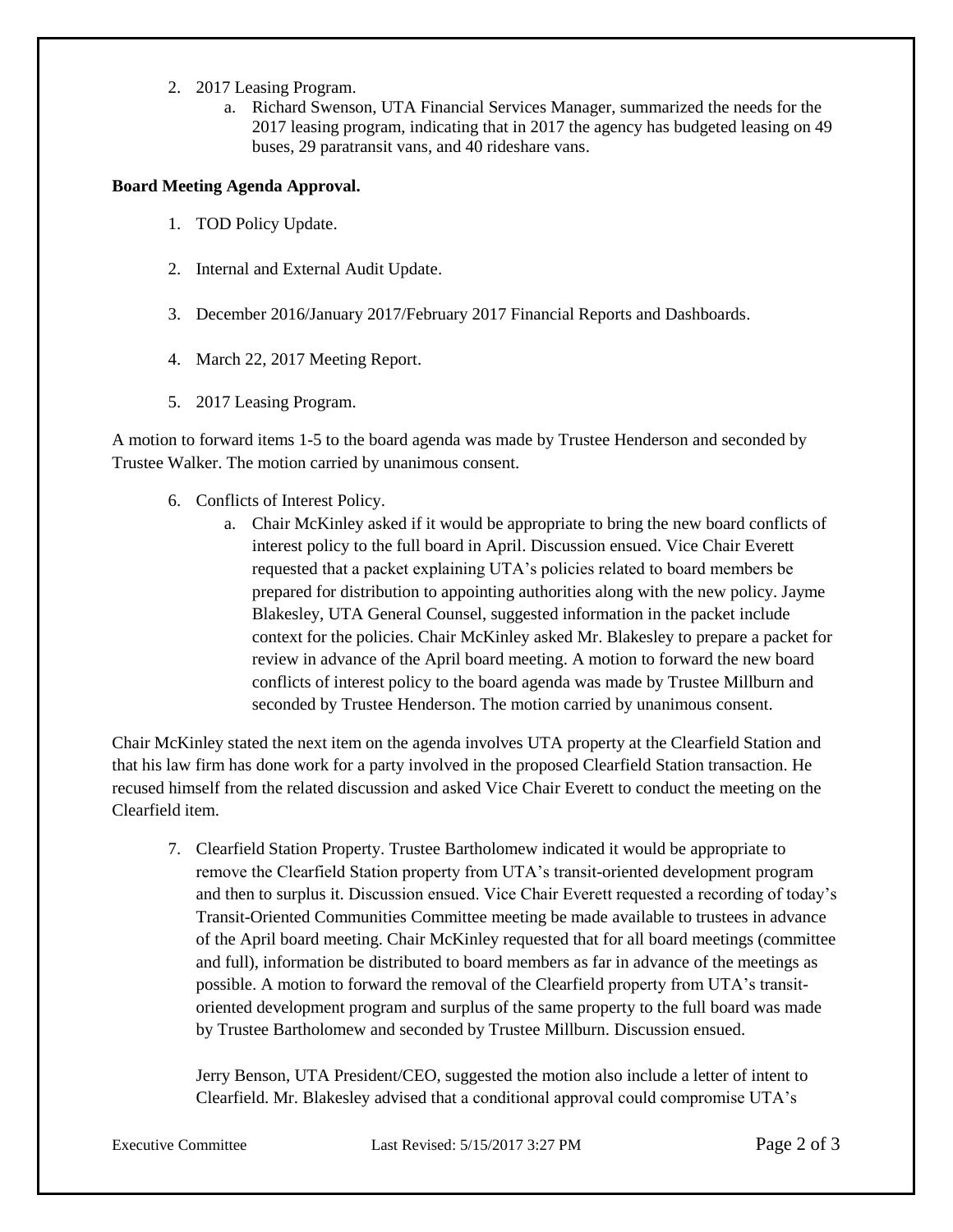2. 2017 Leasing Program.
    a. Richard Swenson, UTA Financial Services Manager, summarized the needs for the 2017 leasing program, indicating that in 2017 the agency has budgeted leasing on 49 buses, 29 paratransit vans, and 40 rideshare vans.

**Board Meeting Agenda Approval.**

1. TOD Policy Update.

2. Internal and External Audit Update.

3. December 2016/January 2017/February 2017 Financial Reports and Dashboards.

4. March 22, 2017 Meeting Report.

5. 2017 Leasing Program.

A motion to forward items 1-5 to the board agenda was made by Trustee Henderson and seconded by Trustee Walker. The motion carried by unanimous consent.

6. Conflicts of Interest Policy.
    a. Chair McKinley asked if it would be appropriate to bring the new board conflicts of interest policy to the full board in April. Discussion ensued. Vice Chair Everett requested that a packet explaining UTA's policies related to board members be prepared for distribution to appointing authorities along with the new policy. Jayme Blakesley, UTA General Counsel, suggested information in the packet include context for the policies. Chair McKinley asked Mr. Blakesley to prepare a packet for review in advance of the April board meeting. A motion to forward the new board conflicts of interest policy to the board agenda was made by Trustee Millburn and seconded by Trustee Henderson. The motion carried by unanimous consent.

Chair McKinley stated the next item on the agenda involves UTA property at the Clearfield Station and that his law firm has done work for a party involved in the proposed Clearfield Station transaction. He recused himself from the related discussion and asked Vice Chair Everett to conduct the meeting on the Clearfield item.

7. Clearfield Station Property. Trustee Bartholomew indicated it would be appropriate to remove the Clearfield Station property from UTA's transit-oriented development program and then to surplus it. Discussion ensued. Vice Chair Everett requested a recording of today's Transit-Oriented Communities Committee meeting be made available to trustees in advance of the April board meeting. Chair McKinley requested that for all board meetings (committee and full), information be distributed to board members as far in advance of the meetings as possible. A motion to forward the removal of the Clearfield property from UTA's transit-oriented development program and surplus of the same property to the full board was made by Trustee Bartholomew and seconded by Trustee Millburn. Discussion ensued.

    Jerry Benson, UTA President/CEO, suggested the motion also include a letter of intent to Clearfield. Mr. Blakesley advised that a conditional approval could compromise UTA's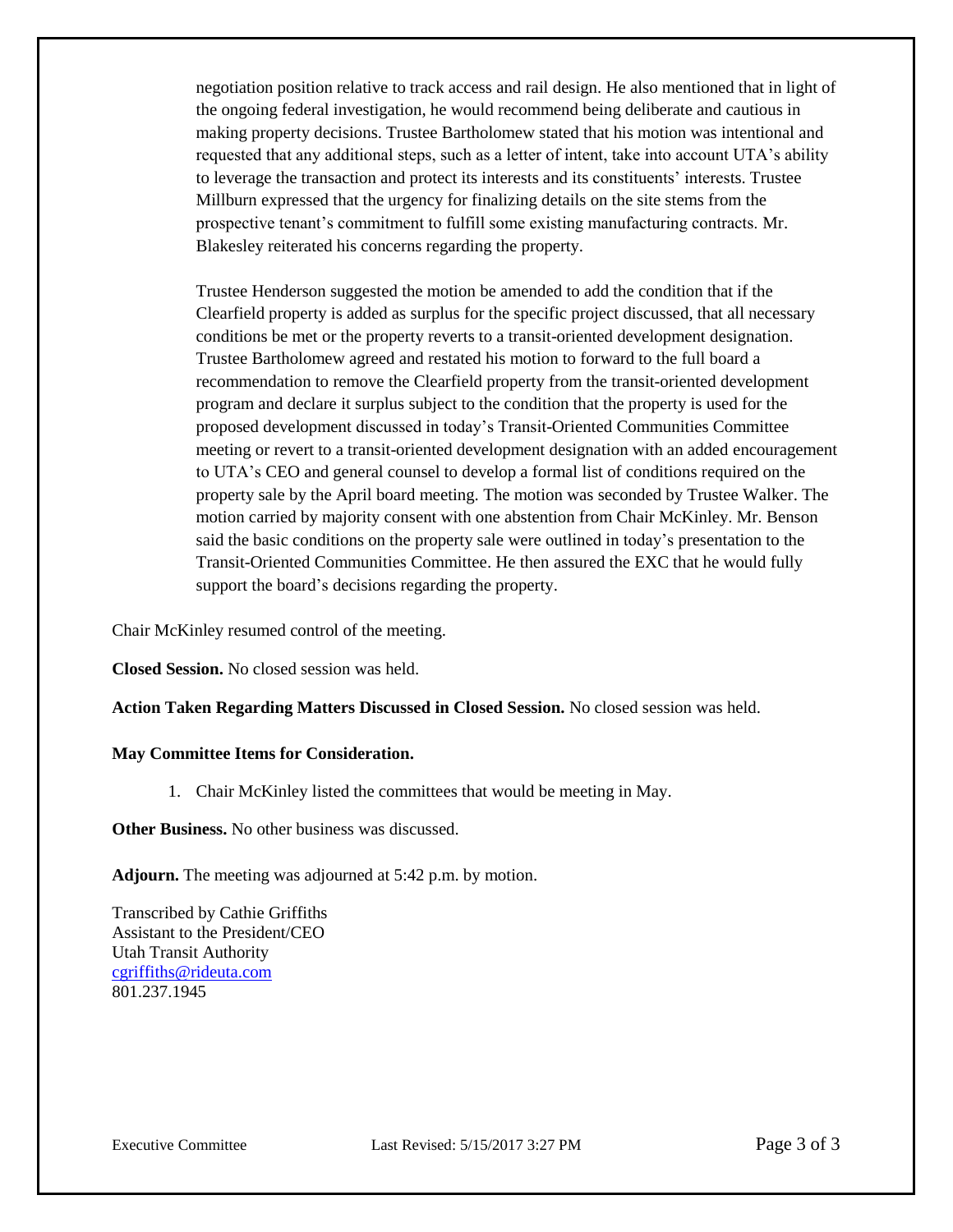negotiation position relative to track access and rail design. He also mentioned that in light of the ongoing federal investigation, he would recommend being deliberate and cautious in making property decisions. Trustee Bartholomew stated that his motion was intentional and requested that any additional steps, such as a letter of intent, take into account UTA's ability to leverage the transaction and protect its interests and its constituents' interests. Trustee Millburn expressed that the urgency for finalizing details on the site stems from the prospective tenant's commitment to fulfill some existing manufacturing contracts. Mr. Blakesley reiterated his concerns regarding the property.

Trustee Henderson suggested the motion be amended to add the condition that if the Clearfield property is added as surplus for the specific project discussed, that all necessary conditions be met or the property reverts to a transit-oriented development designation. Trustee Bartholomew agreed and restated his motion to forward to the full board a recommendation to remove the Clearfield property from the transit-oriented development program and declare it surplus subject to the condition that the property is used for the proposed development discussed in today's Transit-Oriented Communities Committee meeting or revert to a transit-oriented development designation with an added encouragement to UTA's CEO and general counsel to develop a formal list of conditions required on the property sale by the April board meeting. The motion was seconded by Trustee Walker. The motion carried by majority consent with one abstention from Chair McKinley. Mr. Benson said the basic conditions on the property sale were outlined in today's presentation to the Transit-Oriented Communities Committee. He then assured the EXC that he would fully support the board's decisions regarding the property.

Chair McKinley resumed control of the meeting.

**Closed Session.** No closed session was held.

**Action Taken Regarding Matters Discussed in Closed Session.** No closed session was held.

**May Committee Items for Consideration.**

1. Chair McKinley listed the committees that would be meeting in May.

**Other Business.** No other business was discussed.

**Adjourn.** The meeting was adjourned at 5:42 p.m. by motion.

Transcribed by Cathie Griffiths
Assistant to the President/CEO
Utah Transit Authority
cgriffiths@rideuta.com
801.237.1945

Executive Committee Last Revised: 5/15/2017 3:27 PM